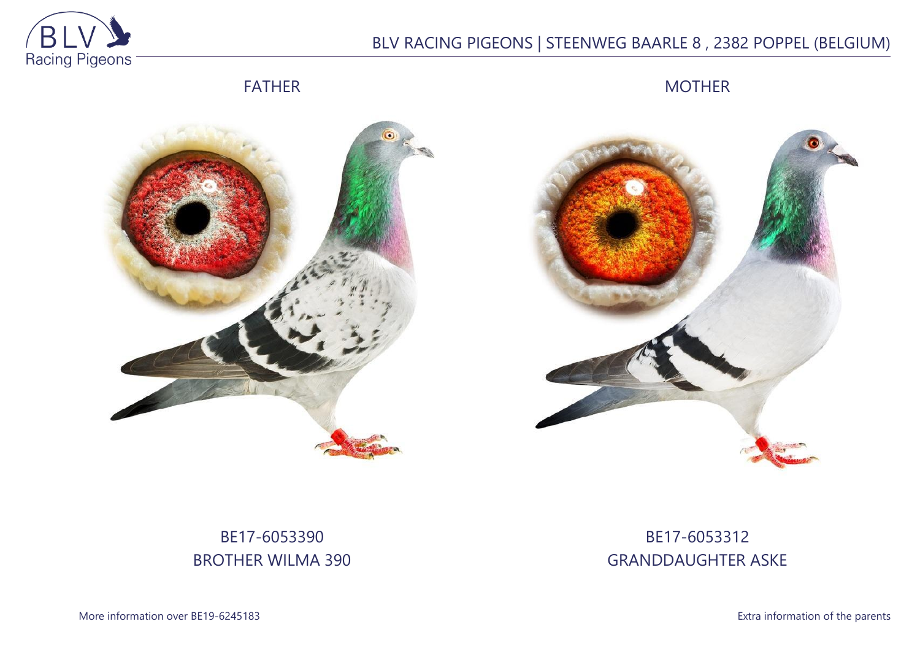BLV RACING PIGEONS | STEENWEG BAARLE 8 , 2382 POPPEL (BELGIUM)

FATHER

MOTHER

BE17-6053390
BROTHER WILMA 390

BE17-6053312
GRANDDAUGHTER ASKE

More information over BE19-6245183

Extra information of the parents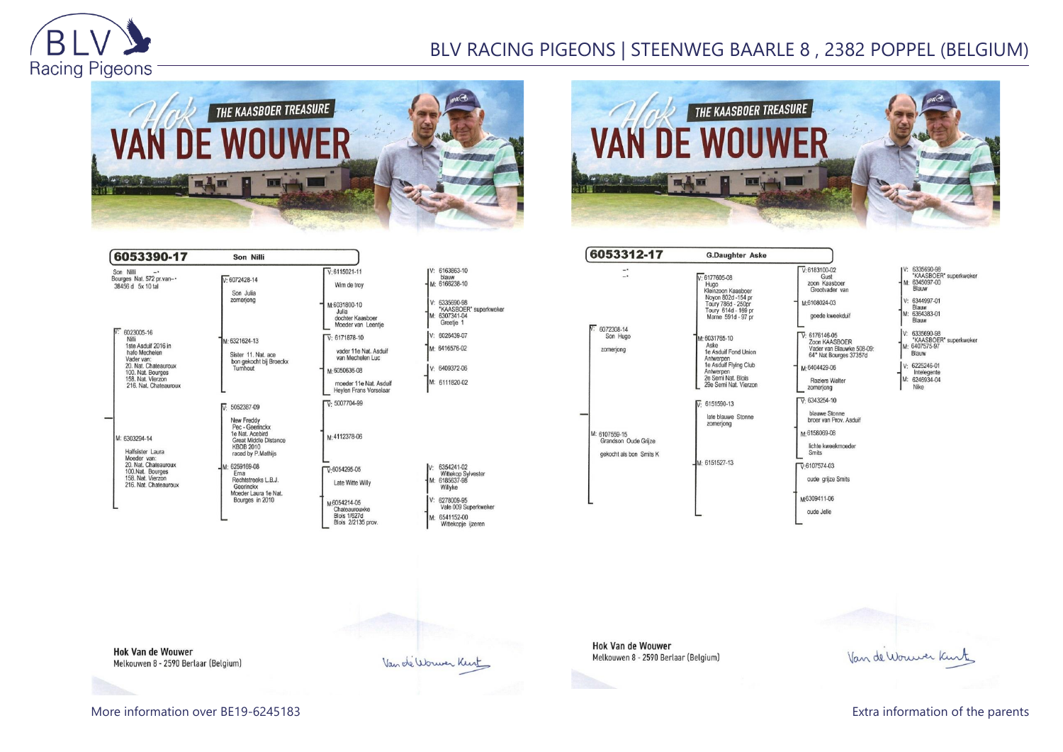# BLV RACING PIGEONS | STEENWEG BAARLE 8 , 2382 POPPEL (BELGIUM)

## Hok VAN DE WOUWER – THE KAASBOER TREASURE

### 6053390-17 Son Nilli

Son Nilli
Bourges Nat. 572 pr.van--
38456 d 5x 10 tal

**V: 6023005-16**
Nilli
1ste Asduif 2016 in
hafo Mechelen
Vader van:
20. Nat. Chateauroux
100. Nat. Bourges
158. Nat. Vierzon
216. Nat. Chateauroux

- V: 6072428-14
  Son Julia
  zomerjong
  - V: 6115021-11
    Wim de troy
    - V: 6163863-10 blauw
    - M: 6166238-10
  - M: 6031800-10
    Julia
    dochter Kaasboer
    Moeder van Leentje
    - V: 6335690-98 "KAASBOER" superkweker
    - M: 6307341-04 Greetje 1
- M: 6321624-13
  Sister 11. Nat. ace
  bon gekocht bij Broeckx
  Turnhout
  - V: 6171878-10
    vader 11e Nat. Asduif
    van Mechelen Luc
    - V: 6029439-07
    - M: 6416576-02
  - M: 6050636-08
    moeder 11e Nat. Asduif
    Heylen Frans Vorselaar
    - V: 6409372-06
    - M: 6111620-02

**M: 6303294-14**
Halfsister Laura
Moeder van:
20. Nat. Chateauroux
100.Nat. Bourges
158. Nat. Vierzon
216. Nat. Chateauroux

- V: 5052387-09
  New Freddy
  Pec - Geerinckx
  1e Nat. Acebird
  Great Middle Distance
  KBDB 2010
  raced by P.Mathijs
  - V: 5007704-99
  - M: 4112378-06
- M: 6259169-08
  Erna
  Rechtstreeks L.B.J.
  Geerinckx
  Moeder Laura 1e Nat.
  Bourges in 2010
  - V: 6054295-05
    Late Witte Willy
    - V: 6354241-02 Witekop Sylvester
    - M: 6185637-98 Willyke
  - M: 6054214-05
    Chateaurouxke
    Blois 1/627d
    Blois 2/2135 prov.
    - V: 6278009-95 Vale 009 Superkweker
    - M: 6541152-00 Wittekopje ijzeren

Hok Van de Wouwer
Melkouwen 8 - 2590 Berlaar (Belgium)

Van de Wouwer Kurt

### 6053312-17 G.Daughter Aske

**V: 6072308-14**
Son Hugo
zomerjong

- V: 6177605-08
  Hugo
  Kleinzoon Kaasboer
  Noyon 802d -154 pr
  Toury 786d - 250pr
  Toury 614d - 169 pr
  Marne 591d - 97 pr
  - V: 6183100-02
    Gust
    zoon Kaasboer
    Grootvader van
    - V: 6335690-98 "KAASBOER" superkweker
    - M: 6345097-00 Blauw
  - M: 6108024-03
    goede kweekduif
    - V: 6344997-01 Blauw
    - M: 6364383-01 Blauw
- M: 6031765-10
  Aske
  1e Asduif Fond Union
  Antwerpen
  1e Asduif Flying Club
  Antwerpen
  2e Semi Nat. Blois
  29e Semi Nat. Vierzon
  - V: 6176146-05
    Zoon KAASBOER
    Vader van Blauwke 508-09:
    64° Nat Bourges 37357d
    - V: 6335690-98 "KAASBOER" superkweker
    - M: 6407575-97 Blauw
  - M: 6404429-06
    Roziers Walter
    zomerjong
    - V: 6225246-01 Intelegente
    - M: 6248934-04 Nike

**M: 6107559-15**
Grandson Oude Grijze
gekocht als bon Smits K

- V: 6151590-13
  late blauwe Stonne
  zomerjong
  - V: 6343254-10
    blauwe Stonne
    broer van Prov. Asduif
  - M: 6158069-08
    lichte kweekmoeder
    Smits
- M: 6151527-13
  - V: 6107574-03
    oude grijze Smits
  - M: 6309411-06
    oude Jelle

Hok Van de Wouwer
Melkouwen 8 - 2590 Berlaar (Belgium)

Van de Wouwer Kurt

More information over BE19-6245183

Extra information of the parents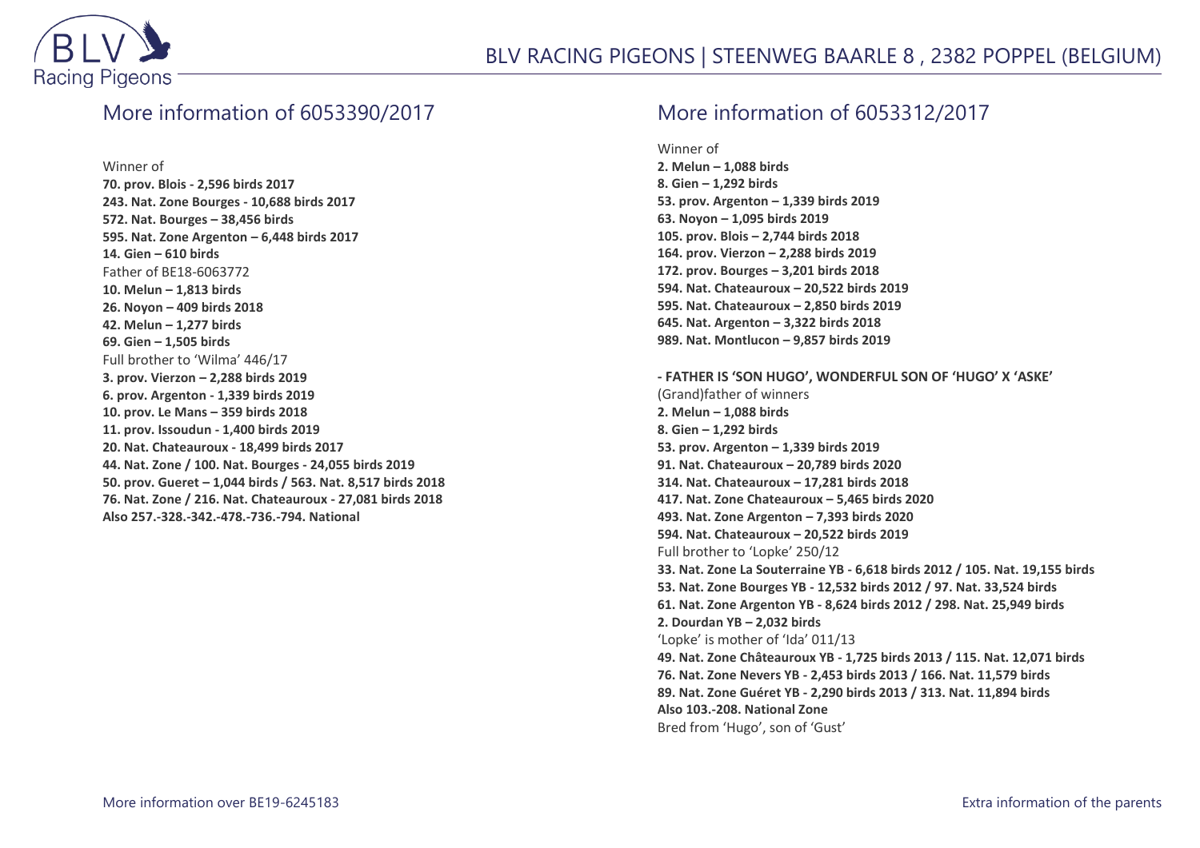## More information of 6053390/2017

Winner of
**70. prov. Blois - 2,596 birds 2017**
**243. Nat. Zone Bourges - 10,688 birds 2017**
**572. Nat. Bourges – 38,456 birds**
**595. Nat. Zone Argenton – 6,448 birds 2017**
**14. Gien – 610 birds**
Father of BE18-6063772
**10. Melun – 1,813 birds**
**26. Noyon – 409 birds 2018**
**42. Melun – 1,277 birds**
**69. Gien – 1,505 birds**
Full brother to 'Wilma' 446/17
**3. prov. Vierzon – 2,288 birds 2019**
**6. prov. Argenton - 1,339 birds 2019**
**10. prov. Le Mans – 359 birds 2018**
**11. prov. Issoudun - 1,400 birds 2019**
**20. Nat. Chateauroux - 18,499 birds 2017**
**44. Nat. Zone / 100. Nat. Bourges - 24,055 birds 2019**
**50. prov. Gueret – 1,044 birds / 563. Nat. 8,517 birds 2018**
**76. Nat. Zone / 216. Nat. Chateauroux - 27,081 birds 2018**
**Also 257.-328.-342.-478.-736.-794. National**

## More information of 6053312/2017

Winner of
**2. Melun – 1,088 birds**
**8. Gien – 1,292 birds**
**53. prov. Argenton – 1,339 birds 2019**
**63. Noyon – 1,095 birds 2019**
**105. prov. Blois – 2,744 birds 2018**
**164. prov. Vierzon – 2,288 birds 2019**
**172. prov. Bourges – 3,201 birds 2018**
**594. Nat. Chateauroux – 20,522 birds 2019**
**595. Nat. Chateauroux – 2,850 birds 2019**
**645. Nat. Argenton – 3,322 birds 2018**
**989. Nat. Montlucon – 9,857 birds 2019**

**- FATHER IS 'SON HUGO', WONDERFUL SON OF 'HUGO' X 'ASKE'**
(Grand)father of winners
**2. Melun – 1,088 birds**
**8. Gien – 1,292 birds**
**53. prov. Argenton – 1,339 birds 2019**
**91. Nat. Chateauroux – 20,789 birds 2020**
**314. Nat. Chateauroux – 17,281 birds 2018**
**417. Nat. Zone Chateauroux – 5,465 birds 2020**
**493. Nat. Zone Argenton – 7,393 birds 2020**
**594. Nat. Chateauroux – 20,522 birds 2019**
Full brother to 'Lopke' 250/12
**33. Nat. Zone La Souterraine YB - 6,618 birds 2012 / 105. Nat. 19,155 birds**
**53. Nat. Zone Bourges YB - 12,532 birds 2012 / 97. Nat. 33,524 birds**
**61. Nat. Zone Argenton YB - 8,624 birds 2012 / 298. Nat. 25,949 birds**
**2. Dourdan YB – 2,032 birds**
'Lopke' is mother of 'Ida' 011/13
**49. Nat. Zone Châteauroux YB - 1,725 birds 2013 / 115. Nat. 12,071 birds**
**76. Nat. Zone Nevers YB - 2,453 birds 2013 / 166. Nat. 11,579 birds**
**89. Nat. Zone Guéret YB - 2,290 birds 2013 / 313. Nat. 11,894 birds**
**Also 103.-208. National Zone**
Bred from 'Hugo', son of 'Gust'

More information over BE19-6245183

Extra information of the parents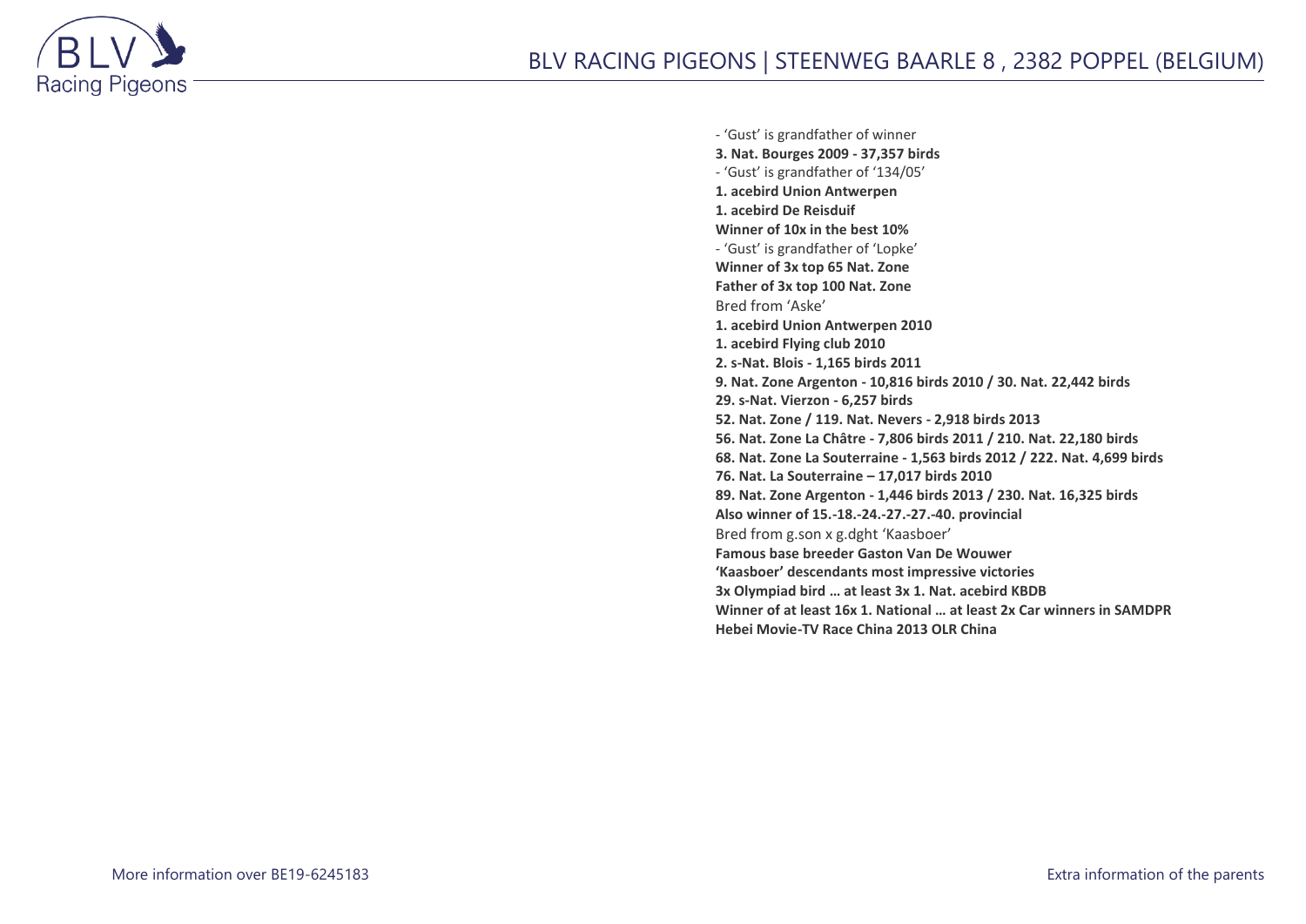- 'Gust' is grandfather of winner
**3. Nat. Bourges 2009 - 37,357 birds**
- 'Gust' is grandfather of '134/05'
**1. acebird Union Antwerpen**
**1. acebird De Reisduif**
**Winner of 10x in the best 10%**
- 'Gust' is grandfather of 'Lopke'
**Winner of 3x top 65 Nat. Zone**
**Father of 3x top 100 Nat. Zone**
Bred from 'Aske'
**1. acebird Union Antwerpen 2010**
**1. acebird Flying club 2010**
**2. s-Nat. Blois - 1,165 birds 2011**
**9. Nat. Zone Argenton - 10,816 birds 2010 / 30. Nat. 22,442 birds**
**29. s-Nat. Vierzon - 6,257 birds**
**52. Nat. Zone / 119. Nat. Nevers - 2,918 birds 2013**
**56. Nat. Zone La Châtre - 7,806 birds 2011 / 210. Nat. 22,180 birds**
**68. Nat. Zone La Souterraine - 1,563 birds 2012 / 222. Nat. 4,699 birds**
**76. Nat. La Souterraine – 17,017 birds 2010**
**89. Nat. Zone Argenton - 1,446 birds 2013 / 230. Nat. 16,325 birds**
**Also winner of 15.-18.-24.-27.-27.-40. provincial**
Bred from g.son x g.dght 'Kaasboer'
**Famous base breeder Gaston Van De Wouwer**
**'Kaasboer' descendants most impressive victories**
**3x Olympiad bird … at least 3x 1. Nat. acebird KBDB**
**Winner of at least 16x 1. National … at least 2x Car winners in SAMDPR**
**Hebei Movie-TV Race China 2013 OLR China**